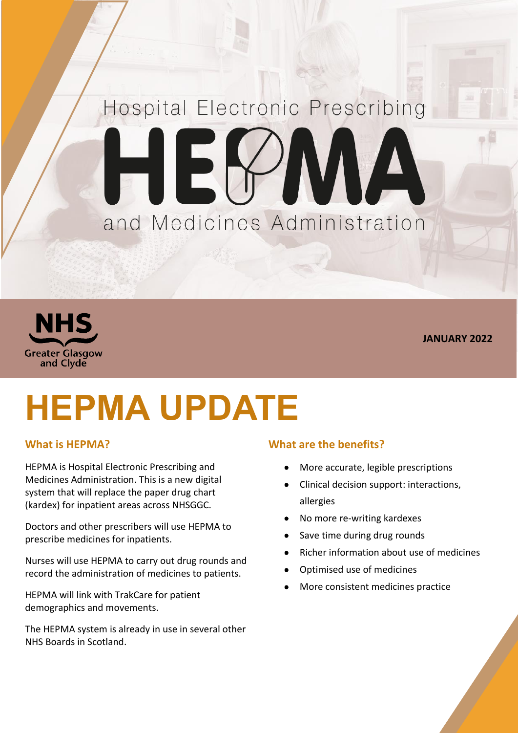Hospital Electronic Prescribing

# HEPMA

and Medicines Administration

NHS Greater Glasgow and Clyde

**JANUARY 2022**

# HEPMA UPDATE

## What is HEPMA?

HEPMA is Hospital Electronic Prescribing and Medicines Administration. This is a new digital system that will replace the paper drug chart (kardex) for inpatient areas across NHSGGC.

Doctors and other prescribers will use HEPMA to prescribe medicines for inpatients.

Nurses will use HEPMA to carry out drug rounds and record the administration of medicines to patients.

HEPMA will link with TrakCare for patient demographics and movements.

The HEPMA system is already in use in several other NHS Boards in Scotland.

## What are the benefits?

- More accurate, legible prescriptions
- Clinical decision support: interactions, allergies
- No more re-writing kardexes
- Save time during drug rounds
- Richer information about use of medicines
- Optimised use of medicines
- More consistent medicines practice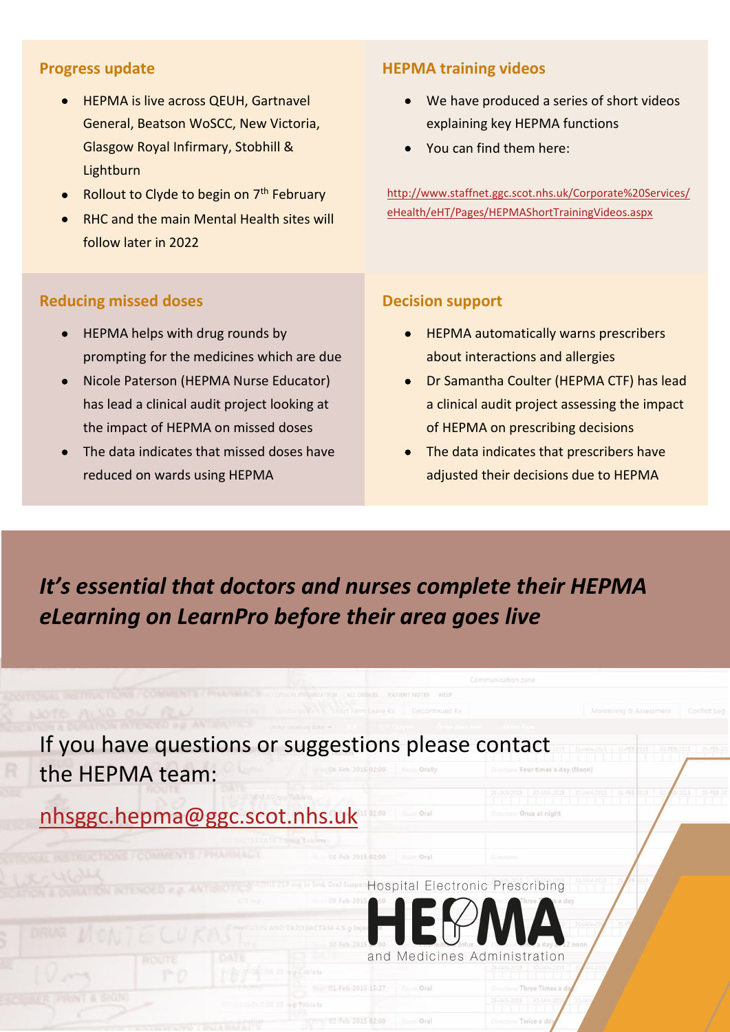## Progress update

- HEPMA is live across QEUH, Gartnavel General, Beatson WoSCC, New Victoria, Glasgow Royal Infirmary, Stobhill & Lightburn
- Rollout to Clyde to begin on 7th February
- RHC and the main Mental Health sites will follow later in 2022

## HEPMA training videos

- We have produced a series of short videos explaining key HEPMA functions
- You can find them here:

http://www.staffnet.ggc.scot.nhs.uk/Corporate%20Services/eHealth/eHT/Pages/HEPMAShortTrainingVideos.aspx

## Reducing missed doses

- HEPMA helps with drug rounds by prompting for the medicines which are due
- Nicole Paterson (HEPMA Nurse Educator) has lead a clinical audit project looking at the impact of HEPMA on missed doses
- The data indicates that missed doses have reduced on wards using HEPMA

## Decision support

- HEPMA automatically warns prescribers about interactions and allergies
- Dr Samantha Coulter (HEPMA CTF) has lead a clinical audit project assessing the impact of HEPMA on prescribing decisions
- The data indicates that prescribers have adjusted their decisions due to HEPMA

***It's essential that doctors and nurses complete their HEPMA eLearning on LearnPro before their area goes live***

If you have questions or suggestions please contact the HEPMA team:

nhsggc.hepma@ggc.scot.nhs.uk

Hospital Electronic Prescribing HEPMA and Medicines Administration